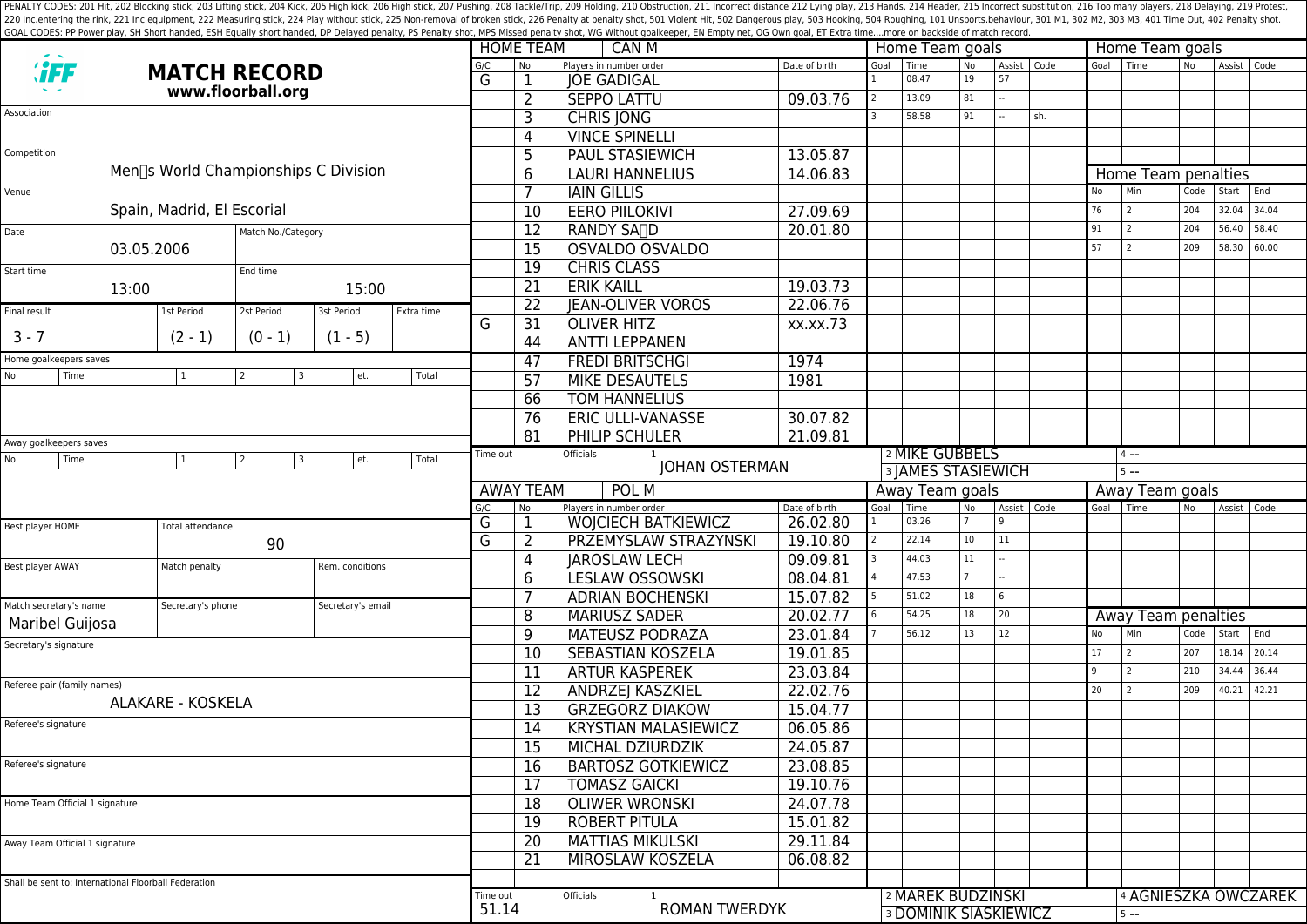PENALTY CODES: 201 Hit, 202 Blocking stick, 203 Lifting stick, 204 Kick, 205 High kick, 206 High stick, 207 Pushing, 208 Tackle/Trip, 209 Holding, 210 Obstruction, 211 Incorrect distance 212 Lying play, 213 Hands, 214 Header, 215 Incorrect substitution, 216 Too many players, 218 Delaying, 219 Protest, 220 Inc.entering the rink, 221 Inc.equipment, 222 Measuring stick, 224 Play without stick, 225 Non-removal of broken stick, 226 Penalty at penalty shot, 501 Violent Hit, 502 Dangerous play, 503 Hooking, 504 Roughing, 101 Unsports.behaviour, 301 M1, 302 M2, 303 M3, 401 Time Out, 402 Penalty shot.
GOAL CODES: PP Power play, SH Short handed, ESH Equally short handed, DP Delayed penalty, PS Penalty shot, MPS Missed penalty shot, WG Without goalkeeper, EN Empty net, OG Own goal, ET Extra time....more on backside of match record.

# MATCH RECORD

**www.floorball.org**

| Field | Value |
|---|---|
| Association | |
| Competition | Men's World Championships C Division |
| Venue | Spain, Madrid, El Escorial |
| Date | 03.05.2006 |
| Match No./Category | |
| Start time | 13:00 |
| End time | 15:00 |
| Final result | 3 - 7 |
| 1st Period | (2 - 1) |
| 2st Period | (0 - 1) |
| 3st Period | (1 - 5) |
| Extra time | |

**Home goalkeepers saves**

| No | Time | 1 | 2 | 3 | et. | Total |
|---|---|---|---|---|---|---|
| | | | | | | |

**Away goalkeepers saves**

| No | Time | 1 | 2 | 3 | et. | Total |
|---|---|---|---|---|---|---|
| | | | | | | |

| Field | Value |
|---|---|
| Best player HOME | |
| Total attendance | 90 |
| Best player AWAY | |
| Match penalty | |
| Rem. conditions | |
| Match secretary's name | Maribel Guijosa |
| Secretary's phone | |
| Secretary's email | |
| Secretary's signature | |
| Referee pair (family names) | ALAKARE - KOSKELA |
| Referee's signature | |
| Referee's signature | |
| Home Team Official 1 signature | |
| Away Team Official 1 signature | |

Shall be sent to: International Floorball Federation

## HOME TEAM: CAN M

| G/C | No | Players in number order | Date of birth |
|---|---|---|---|
| G | 1 | JOE GADIGAL | |
| | 2 | SEPPO LATTU | 09.03.76 |
| | 3 | CHRIS JONG | |
| | 4 | VINCE SPINELLI | |
| | 5 | PAUL STASIEWICH | 13.05.87 |
| | 6 | LAURI HANNELIUS | 14.06.83 |
| | 7 | IAIN GILLIS | |
| | 10 | EERO PIILOKIVI | 27.09.69 |
| | 12 | RANDY SA D | 20.01.80 |
| | 15 | OSVALDO OSVALDO | |
| | 19 | CHRIS CLASS | |
| | 21 | ERIK KAILL | 19.03.73 |
| | 22 | JEAN-OLIVER VOROS | 22.06.76 |
| G | 31 | OLIVER HITZ | xx.xx.73 |
| | 44 | ANTTI LEPPANEN | |
| | 47 | FREDI BRITSCHGI | 1974 |
| | 57 | MIKE DESAUTELS | 1981 |
| | 66 | TOM HANNELIUS | |
| | 76 | ERIC ULLI-VANASSE | 30.07.82 |
| | 81 | PHILIP SCHULER | 21.09.81 |

Time out:
Officials: 1 JOHAN OSTERMAN, 2 MIKE GUBBELS, 3 JAMES STASIEWICH, 4 --, 5 --

**Home Team goals**

| Goal | Time | No | Assist | Code |
|---|---|---|---|---|
| 1 | 08.47 | 19 | 57 | |
| 2 | 13.09 | 81 | -- | |
| 3 | 58.58 | 91 | -- | sh. |

**Home Team penalties**

| No | Min | Code | Start | End |
|---|---|---|---|---|
| 76 | 2 | 204 | 32.04 | 34.04 |
| 91 | 2 | 204 | 56.40 | 58.40 |
| 57 | 2 | 209 | 58.30 | 60.00 |

## AWAY TEAM: POL M

| G/C | No | Players in number order | Date of birth |
|---|---|---|---|
| G | 1 | WOJCIECH BATKIEWICZ | 26.02.80 |
| G | 2 | PRZEMYSLAW STRAZYNSKI | 19.10.80 |
| | 4 | JAROSLAW LECH | 09.09.81 |
| | 6 | LESLAW OSSOWSKI | 08.04.81 |
| | 7 | ADRIAN BOCHENSKI | 15.07.82 |
| | 8 | MARIUSZ SADER | 20.02.77 |
| | 9 | MATEUSZ PODRAZA | 23.01.84 |
| | 10 | SEBASTIAN KOSZELA | 19.01.85 |
| | 11 | ARTUR KASPEREK | 23.03.84 |
| | 12 | ANDRZEJ KASZKIEL | 22.02.76 |
| | 13 | GRZEGORZ DIAKOW | 15.04.77 |
| | 14 | KRYSTIAN MALASIEWICZ | 06.05.86 |
| | 15 | MICHAL DZIURDZIK | 24.05.87 |
| | 16 | BARTOSZ GOTKIEWICZ | 23.08.85 |
| | 17 | TOMASZ GAICKI | 19.10.76 |
| | 18 | OLIWER WRONSKI | 24.07.78 |
| | 19 | ROBERT PITULA | 15.01.82 |
| | 20 | MATTIAS MIKULSKI | 29.11.84 |
| | 21 | MIROSLAW KOSZELA | 06.08.82 |

Time out: 51.14
Officials: 1 ROMAN TWERDYK, 2 MAREK BUDZINSKI, 3 DOMINIK SIASKIEWICZ, 4 AGNIESZKA OWCZAREK, 5 --

**Away Team goals**

| Goal | Time | No | Assist | Code |
|---|---|---|---|---|
| 1 | 03.26 | 7 | 9 | |
| 2 | 22.14 | 10 | 11 | |
| 3 | 44.03 | 11 | -- | |
| 4 | 47.53 | 7 | -- | |
| 5 | 51.02 | 18 | 6 | |
| 6 | 54.25 | 18 | 20 | |
| 7 | 56.12 | 13 | 12 | |

**Away Team penalties**

| No | Min | Code | Start | End |
|---|---|---|---|---|
| 17 | 2 | 207 | 18.14 | 20.14 |
| 9 | 2 | 210 | 34.44 | 36.44 |
| 20 | 2 | 209 | 40.21 | 42.21 |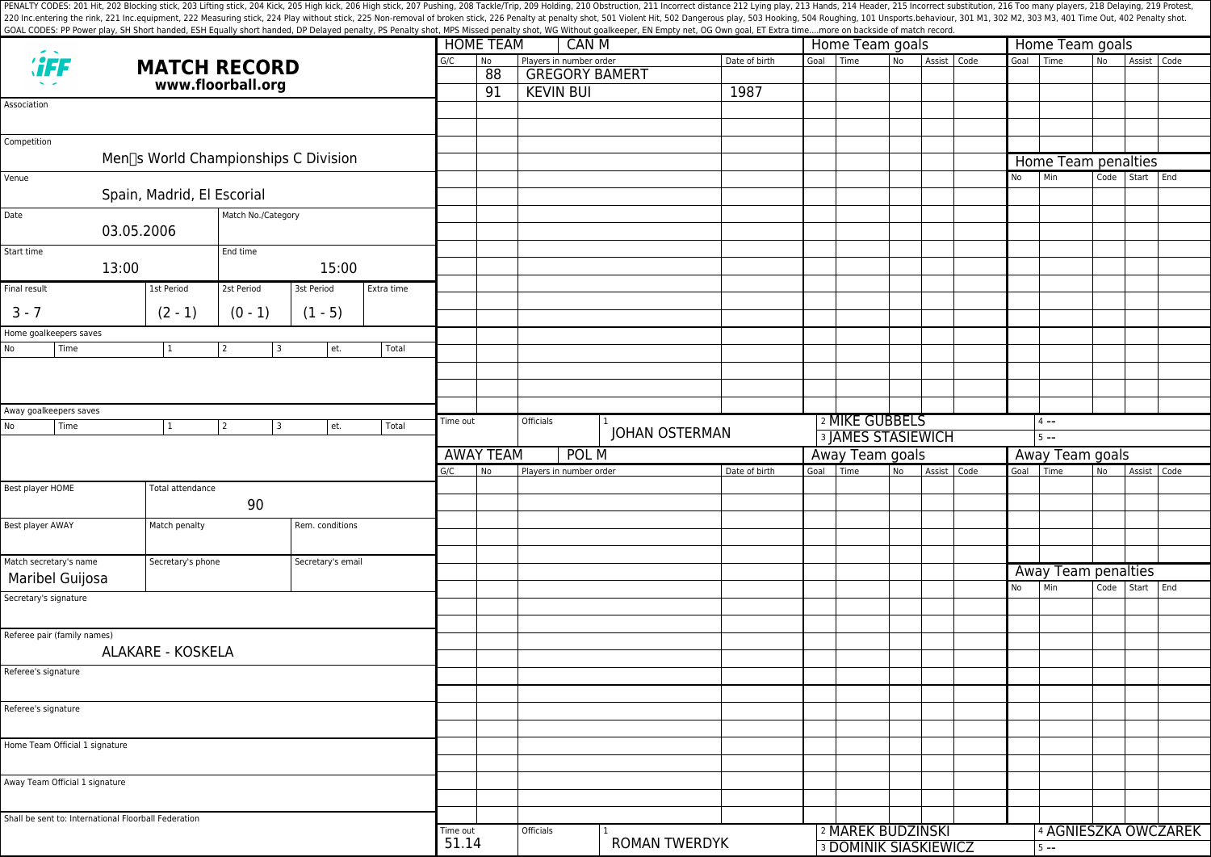PENALTY CODES: 201 Hit, 202 Blocking stick, 203 Lifting stick, 204 Kick, 205 High kick, 206 High stick, 207 Pushing, 208 Tackle/Trip, 209 Holding, 210 Obstruction, 211 Incorrect distance 212 Lying play, 213 Hands, 214 Header, 215 Incorrect substitution, 216 Too many players, 218 Delaying, 219 Protest, 220 Inc.entering the rink, 221 Inc.equipment, 222 Measuring stick, 224 Play without stick, 225 Non-removal of broken stick, 226 Penalty at penalty shot, 501 Violent Hit, 502 Dangerous play, 503 Hooking, 504 Roughing, 101 Unsports.behaviour, 301 M1, 302 M2, 303 M3, 401 Time Out, 402 Penalty shot.

GOAL CODES: PP Power play, SH Short handed, ESH Equally short handed, DP Delayed penalty, PS Penalty shot, MPS Missed penalty shot, WG Without goalkeeper, EN Empty net, OG Own goal, ET Extra time....more on backside of match record.

# MATCH RECORD

**www.floorball.org**

| | |
|---|---|
| Association | |
| Competition | Men's World Championships C Division |
| Venue | Spain, Madrid, El Escorial |
| Date | 03.05.2006 |
| Match No./Category | |
| Start time | 13:00 |
| End time | 15:00 |

| Final result | 1st Period | 2st Period | 3st Period | Extra time |
|---|---|---|---|---|
| 3 - 7 | (2 - 1) | (0 - 1) | (1 - 5) | |

Home goalkeepers saves

| No | Time | 1 | 2 | 3 | et. | Total |
|---|---|---|---|---|---|---|
| | | | | | | |

Away goalkeepers saves

| No | Time | 1 | 2 | 3 | et. | Total |
|---|---|---|---|---|---|---|
| | | | | | | |

| | |
|---|---|
| Best player HOME | |
| Total attendance | 90 |
| Best player AWAY | |
| Match penalty | |
| Rem. conditions | |
| Match secretary's name | Maribel Guijosa |
| Secretary's phone | |
| Secretary's email | |
| Secretary's signature | |
| Referee pair (family names) | ALAKARE - KOSKELA |
| Referee's signature | |
| Referee's signature | |
| Home Team Official 1 signature | |
| Away Team Official 1 signature | |

Shall be sent to: International Floorball Federation

## HOME TEAM: CAN M

| G/C | No | Players in number order | Date of birth |
|---|---|---|---|
| | 88 | GREGORY BAMERT | |
| | 91 | KEVIN BUI | 1987 |

Time out:

Officials: 1 JOHAN OSTERMAN; 2 MIKE GUBBELS; 3 JAMES STASIEWICH; 4 --; 5 --

### Home Team goals

| Goal | Time | No | Assist | Code |
|---|---|---|---|---|
| | | | | |

### Home Team penalties

| No | Min | Code | Start | End |
|---|---|---|---|---|
| | | | | |

## AWAY TEAM: POL M

| G/C | No | Players in number order | Date of birth |
|---|---|---|---|
| | | | |

Time out: 51.14

Officials: 1 ROMAN TWERDYK; 2 MAREK BUDZINSKI; 3 DOMINIK SIASKIEWICZ; 4 AGNIESZKA OWCZAREK; 5 --

### Away Team goals

| Goal | Time | No | Assist | Code |
|---|---|---|---|---|
| | | | | |

### Away Team penalties

| No | Min | Code | Start | End |
|---|---|---|---|---|
| | | | | |